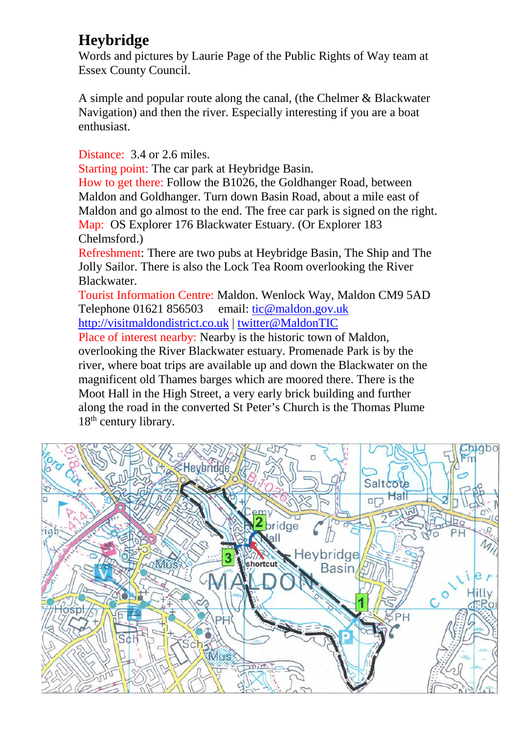# Heybridge

Words and pictures by Laurie Page of the Public Rights of Way team at Essex County Council.

A simple and popular route along the canal, (the Chelmer & Blackwater Navigation) and then the river. Especially interesting if you are a boat enthusiast.

Distance: 3.4 or 2.6 miles.
Starting point: The car park at Heybridge Basin.
How to get there: Follow the B1026, the Goldhanger Road, between Maldon and Goldhanger. Turn down Basin Road, about a mile east of Maldon and go almost to the end. The free car park is signed on the right.
Map: OS Explorer 176 Blackwater Estuary. (Or Explorer 183 Chelmsford.)
Refreshment: There are two pubs at Heybridge Basin, The Ship and The Jolly Sailor. There is also the Lock Tea Room overlooking the River Blackwater.
Tourist Information Centre: Maldon. Wenlock Way, Maldon CM9 5AD
Telephone 01621 856503 email: tic@maldon.gov.uk
http://visitmaldondistrict.co.uk | twitter@MaldonTIC
Place of interest nearby: Nearby is the historic town of Maldon, overlooking the River Blackwater estuary. Promenade Park is by the river, where boat trips are available up and down the Blackwater on the magnificent old Thames barges which are moored there. There is the Moot Hall in the High Street, a very early brick building and further along the road in the converted St Peter's Church is the Thomas Plume 18th century library.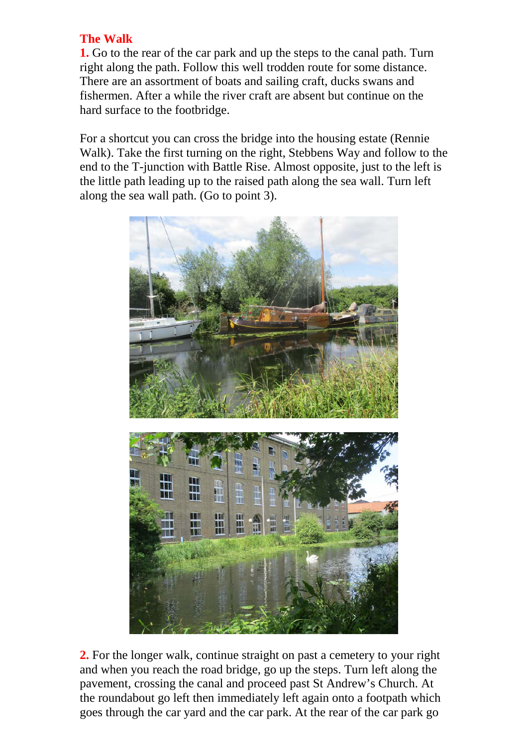## The Walk

**1.** Go to the rear of the car park and up the steps to the canal path. Turn right along the path. Follow this well trodden route for some distance. There are an assortment of boats and sailing craft, ducks swans and fishermen. After a while the river craft are absent but continue on the hard surface to the footbridge.

For a shortcut you can cross the bridge into the housing estate (Rennie Walk). Take the first turning on the right, Stebbens Way and follow to the end to the T-junction with Battle Rise. Almost opposite, just to the left is the little path leading up to the raised path along the sea wall. Turn left along the sea wall path. (Go to point 3).

**2.** For the longer walk, continue straight on past a cemetery to your right and when you reach the road bridge, go up the steps. Turn left along the pavement, crossing the canal and proceed past St Andrew's Church. At the roundabout go left then immediately left again onto a footpath which goes through the car yard and the car park. At the rear of the car park go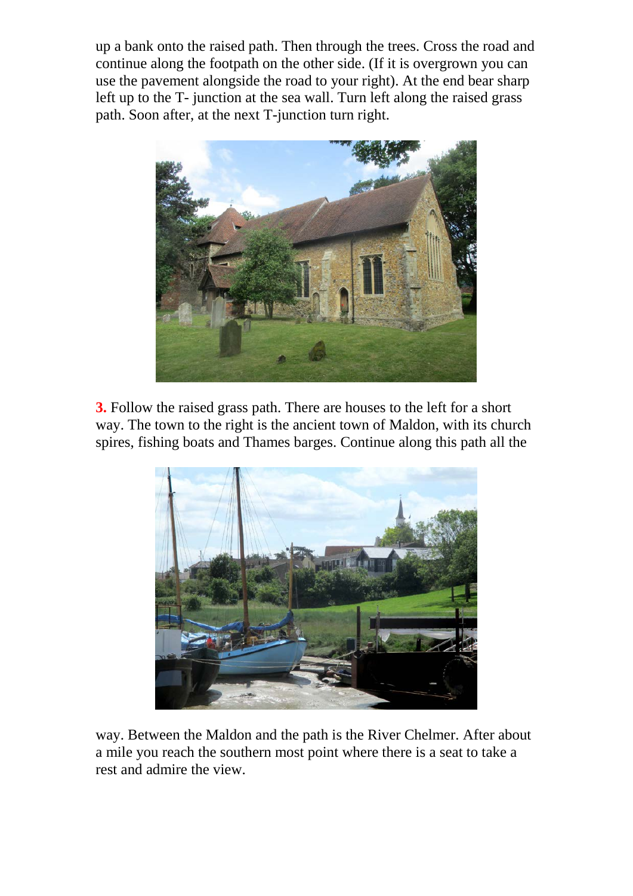up a bank onto the raised path. Then through the trees. Cross the road and continue along the footpath on the other side. (If it is overgrown you can use the pavement alongside the road to your right). At the end bear sharp left up to the T- junction at the sea wall. Turn left along the raised grass path. Soon after, at the next T-junction turn right.

**3.** Follow the raised grass path. There are houses to the left for a short way. The town to the right is the ancient town of Maldon, with its church spires, fishing boats and Thames barges. Continue along this path all the way. Between the Maldon and the path is the River Chelmer. After about a mile you reach the southern most point where there is a seat to take a rest and admire the view.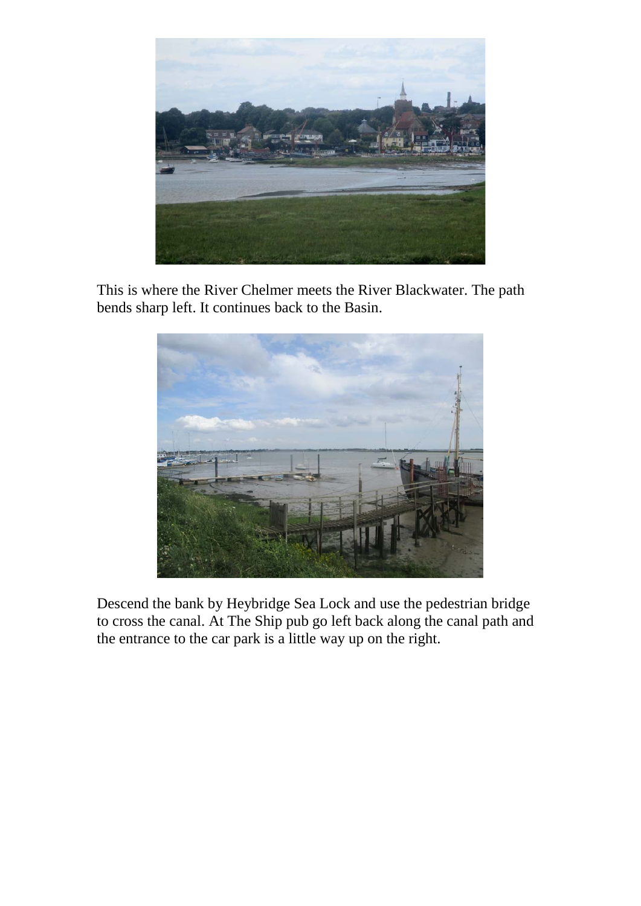This is where the River Chelmer meets the River Blackwater. The path bends sharp left. It continues back to the Basin.

Descend the bank by Heybridge Sea Lock and use the pedestrian bridge to cross the canal. At The Ship pub go left back along the canal path and the entrance to the car park is a little way up on the right.